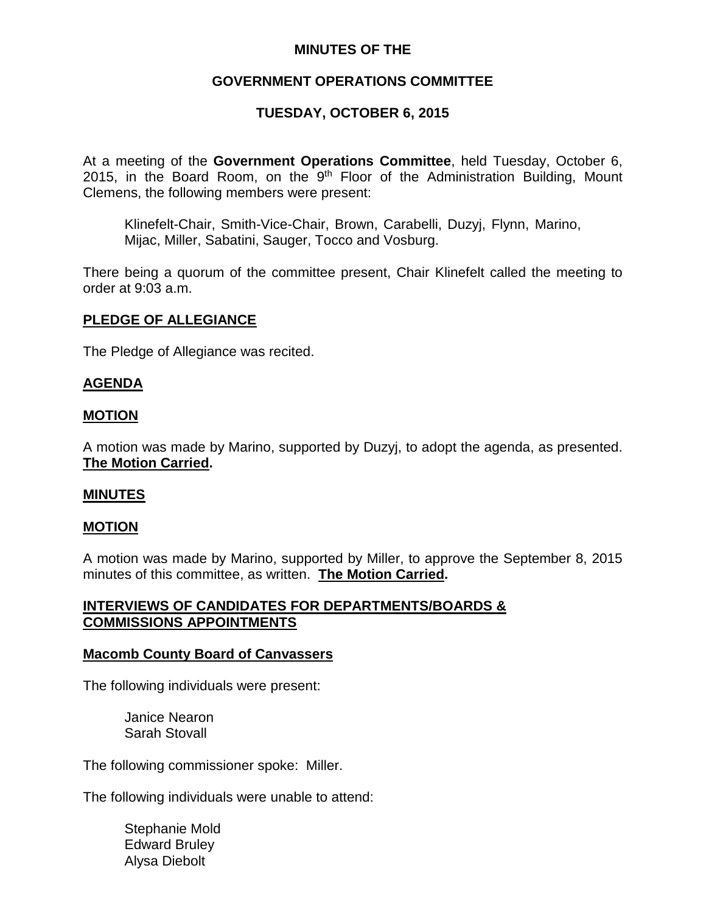**MINUTES OF THE**

**GOVERNMENT OPERATIONS COMMITTEE**

**TUESDAY, OCTOBER 6, 2015**

At a meeting of the **Government Operations Committee**, held Tuesday, October 6, 2015, in the Board Room, on the 9th Floor of the Administration Building, Mount Clemens, the following members were present:

Klinefelt-Chair, Smith-Vice-Chair, Brown, Carabelli, Duzyj, Flynn, Marino, Mijac, Miller, Sabatini, Sauger, Tocco and Vosburg.

There being a quorum of the committee present, Chair Klinefelt called the meeting to order at 9:03 a.m.

**PLEDGE OF ALLEGIANCE**

The Pledge of Allegiance was recited.

**AGENDA**

**MOTION**

A motion was made by Marino, supported by Duzyj, to adopt the agenda, as presented. **The Motion Carried.**

**MINUTES**

**MOTION**

A motion was made by Marino, supported by Miller, to approve the September 8, 2015 minutes of this committee, as written. **The Motion Carried.**

**INTERVIEWS OF CANDIDATES FOR DEPARTMENTS/BOARDS & COMMISSIONS APPOINTMENTS**

**Macomb County Board of Canvassers**

The following individuals were present:

Janice Nearon
Sarah Stovall

The following commissioner spoke: Miller.

The following individuals were unable to attend:

Stephanie Mold
Edward Bruley
Alysa Diebolt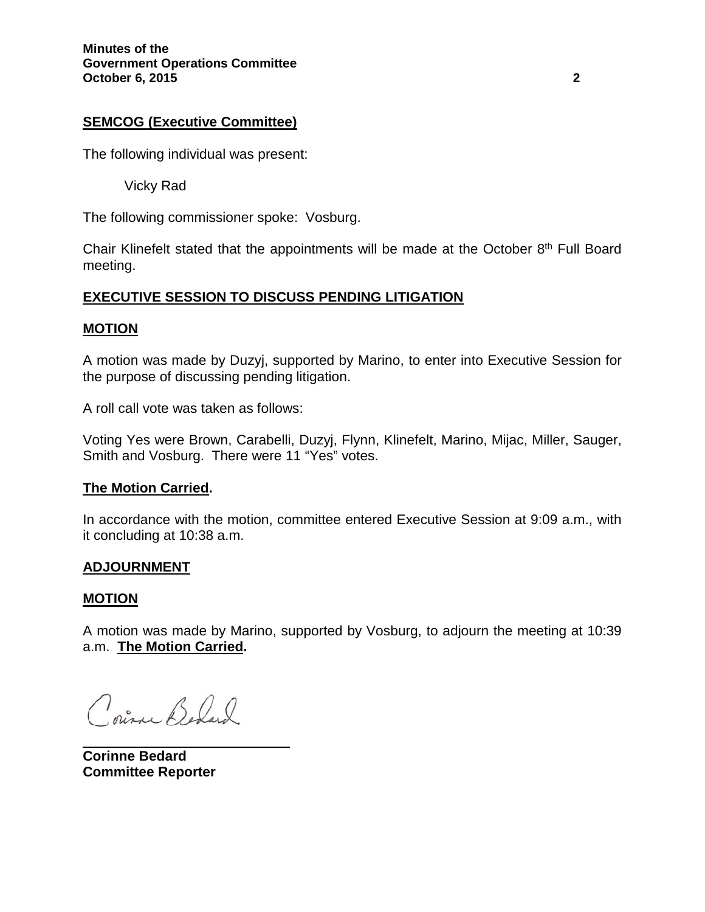**SEMCOG (Executive Committee)**

The following individual was present:

Vicky Rad

The following commissioner spoke: Vosburg.

Chair Klinefelt stated that the appointments will be made at the October 8th Full Board meeting.

**EXECUTIVE SESSION TO DISCUSS PENDING LITIGATION**

**MOTION**

A motion was made by Duzyj, supported by Marino, to enter into Executive Session for the purpose of discussing pending litigation.

A roll call vote was taken as follows:

Voting Yes were Brown, Carabelli, Duzyj, Flynn, Klinefelt, Marino, Mijac, Miller, Sauger, Smith and Vosburg. There were 11 "Yes" votes.

**The Motion Carried.**

In accordance with the motion, committee entered Executive Session at 9:09 a.m., with it concluding at 10:38 a.m.

**ADJOURNMENT**

**MOTION**

A motion was made by Marino, supported by Vosburg, to adjourn the meeting at 10:39 a.m. **The Motion Carried.**

Corinne Bedard

**Corinne Bedard**
**Committee Reporter**